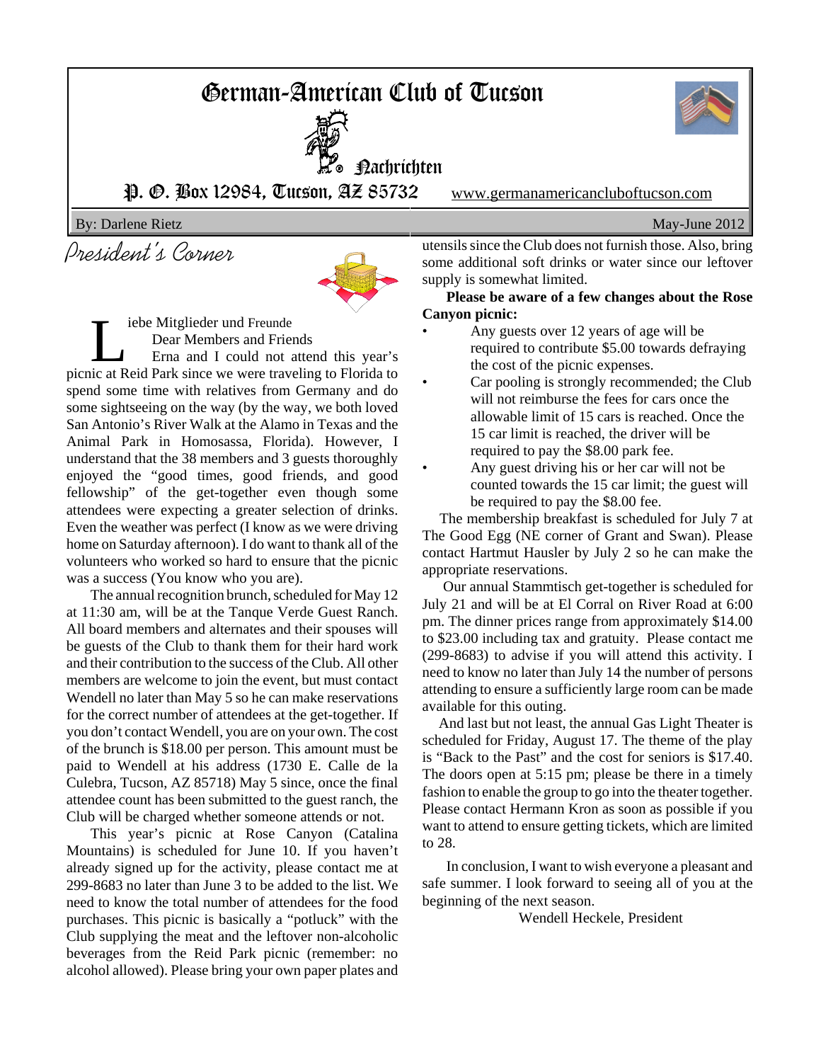# German-American Club of Tucson

## Nachrichten

P. O. Box 12984, Tucson, AZ 85732 www.germanamericancluboftucson.com

By: Darlene Rietz May-June 2012

## President's Corner

Liebe Mitglieder und Freunde

Dear Members and Friends

Erna and I could not attend this year's picnic at Reid Park since we were traveling to Florida to spend some time with relatives from Germany and do some sightseeing on the way (by the way, we both loved San Antonio's River Walk at the Alamo in Texas and the Animal Park in Homosassa, Florida). However, I understand that the 38 members and 3 guests thoroughly enjoyed the "good times, good friends, and good fellowship" of the get-together even though some attendees were expecting a greater selection of drinks. Even the weather was perfect (I know as we were driving home on Saturday afternoon). I do want to thank all of the volunteers who worked so hard to ensure that the picnic was a success (You know who you are).

The annual recognition brunch, scheduled for May 12 at 11:30 am, will be at the Tanque Verde Guest Ranch. All board members and alternates and their spouses will be guests of the Club to thank them for their hard work and their contribution to the success of the Club. All other members are welcome to join the event, but must contact Wendell no later than May 5 so he can make reservations for the correct number of attendees at the get-together. If you don't contact Wendell, you are on your own. The cost of the brunch is $18.00 per person. This amount must be paid to Wendell at his address (1730 E. Calle de la Culebra, Tucson, AZ 85718) May 5 since, once the final attendee count has been submitted to the guest ranch, the Club will be charged whether someone attends or not.

This year's picnic at Rose Canyon (Catalina Mountains) is scheduled for June 10. If you haven't already signed up for the activity, please contact me at 299-8683 no later than June 3 to be added to the list. We need to know the total number of attendees for the food purchases. This picnic is basically a "potluck" with the Club supplying the meat and the leftover non-alcoholic beverages from the Reid Park picnic (remember: no alcohol allowed). Please bring your own paper plates and utensils since the Club does not furnish those. Also, bring some additional soft drinks or water since our leftover supply is somewhat limited.

**Please be aware of a few changes about the Rose Canyon picnic:**

- Any guests over 12 years of age will be required to contribute $5.00 towards defraying the cost of the picnic expenses.
- Car pooling is strongly recommended; the Club will not reimburse the fees for cars once the allowable limit of 15 cars is reached. Once the 15 car limit is reached, the driver will be required to pay the $8.00 park fee.
- Any guest driving his or her car will not be counted towards the 15 car limit; the guest will be required to pay the $8.00 fee.

The membership breakfast is scheduled for July 7 at The Good Egg (NE corner of Grant and Swan). Please contact Hartmut Hausler by July 2 so he can make the appropriate reservations.

Our annual Stammtisch get-together is scheduled for July 21 and will be at El Corral on River Road at 6:00 pm. The dinner prices range from approximately $14.00 to $23.00 including tax and gratuity. Please contact me (299-8683) to advise if you will attend this activity. I need to know no later than July 14 the number of persons attending to ensure a sufficiently large room can be made available for this outing.

And last but not least, the annual Gas Light Theater is scheduled for Friday, August 17. The theme of the play is "Back to the Past" and the cost for seniors is $17.40. The doors open at 5:15 pm; please be there in a timely fashion to enable the group to go into the theater together. Please contact Hermann Kron as soon as possible if you want to attend to ensure getting tickets, which are limited to 28.

In conclusion, I want to wish everyone a pleasant and safe summer. I look forward to seeing all of you at the beginning of the next season.

Wendell Heckele, President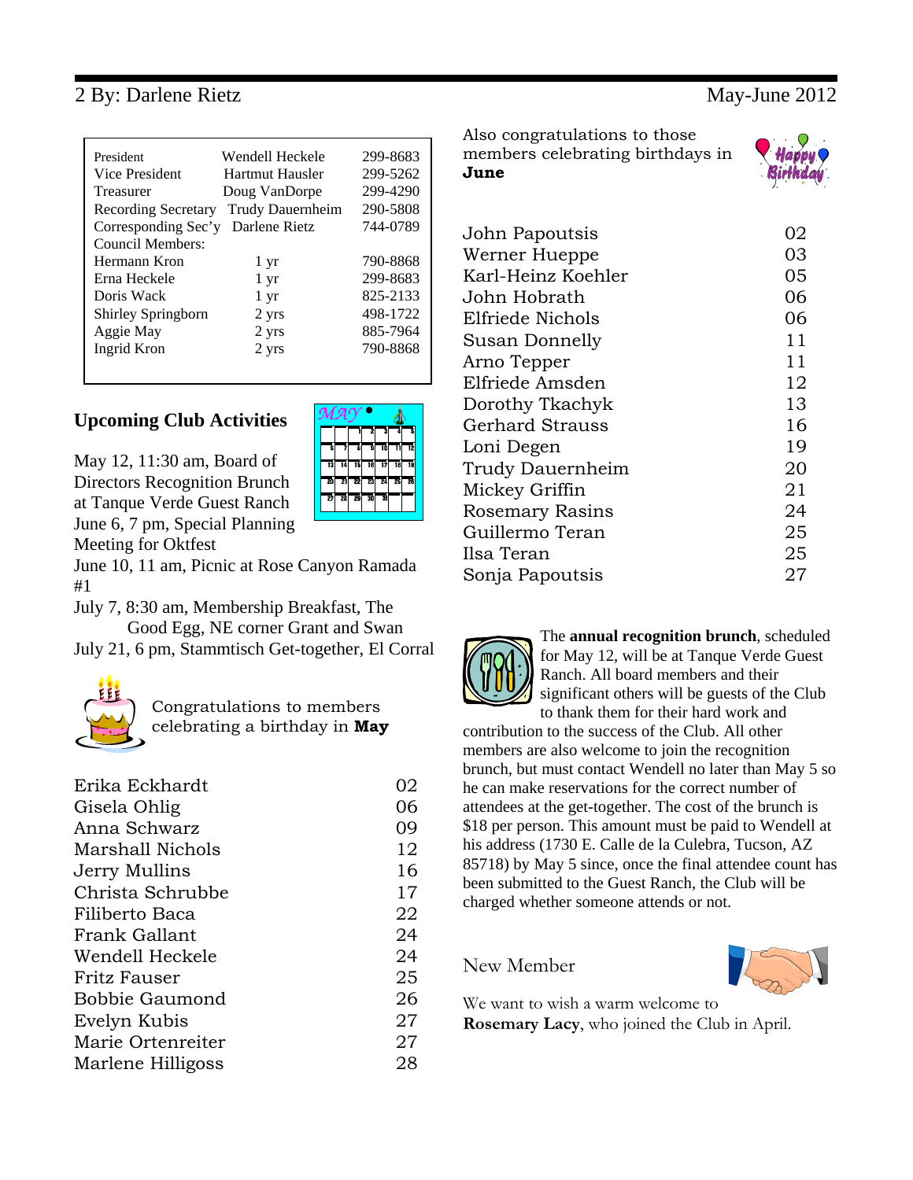| | | |
|---|---|---|
| President | Wendell Heckele | 299-8683 |
| Vice President | Hartmut Hausler | 299-5262 |
| Treasurer | Doug VanDorpe | 299-4290 |
| Recording Secretary | Trudy Dauernheim | 290-5808 |
| Corresponding Sec'y | Darlene Rietz | 744-0789 |
| Council Members: | | |
| Hermann Kron | 1 yr | 790-8868 |
| Erna Heckele | 1 yr | 299-8683 |
| Doris Wack | 1 yr | 825-2133 |
| Shirley Springborn | 2 yrs | 498-1722 |
| Aggie May | 2 yrs | 885-7964 |
| Ingrid Kron | 2 yrs | 790-8868 |

## Upcoming Club Activities

May 12, 11:30 am, Board of Directors Recognition Brunch at Tanque Verde Guest Ranch
June 6, 7 pm, Special Planning Meeting for Oktfest
June 10, 11 am, Picnic at Rose Canyon Ramada #1
July 7, 8:30 am, Membership Breakfast, The Good Egg, NE corner Grant and Swan
July 21, 6 pm, Stammtisch Get-together, El Corral

Congratulations to members celebrating a birthday in **May**

| | |
|---|---|
| Erika Eckhardt | 02 |
| Gisela Ohlig | 06 |
| Anna Schwarz | 09 |
| Marshall Nichols | 12 |
| Jerry Mullins | 16 |
| Christa Schrubbe | 17 |
| Filiberto Baca | 22 |
| Frank Gallant | 24 |
| Wendell Heckele | 24 |
| Fritz Fauser | 25 |
| Bobbie Gaumond | 26 |
| Evelyn Kubis | 27 |
| Marie Ortenreiter | 27 |
| Marlene Hilligoss | 28 |

Also congratulations to those members celebrating birthdays in **June**

| | |
|---|---|
| John Papoutsis | 02 |
| Werner Hueppe | 03 |
| Karl-Heinz Koehler | 05 |
| John Hobrath | 06 |
| Elfriede Nichols | 06 |
| Susan Donnelly | 11 |
| Arno Tepper | 11 |
| Elfriede Amsden | 12 |
| Dorothy Tkachyk | 13 |
| Gerhard Strauss | 16 |
| Loni Degen | 19 |
| Trudy Dauernheim | 20 |
| Mickey Griffin | 21 |
| Rosemary Rasins | 24 |
| Guillermo Teran | 25 |
| Ilsa Teran | 25 |
| Sonja Papoutsis | 27 |

The **annual recognition brunch**, scheduled for May 12, will be at Tanque Verde Guest Ranch. All board members and their significant others will be guests of the Club to thank them for their hard work and contribution to the success of the Club. All other members are also welcome to join the recognition brunch, but must contact Wendell no later than May 5 so he can make reservations for the correct number of attendees at the get-together. The cost of the brunch is $18 per person. This amount must be paid to Wendell at his address (1730 E. Calle de la Culebra, Tucson, AZ 85718) by May 5 since, once the final attendee count has been submitted to the Guest Ranch, the Club will be charged whether someone attends or not.

New Member

We want to wish a warm welcome to **Rosemary Lacy**, who joined the Club in April.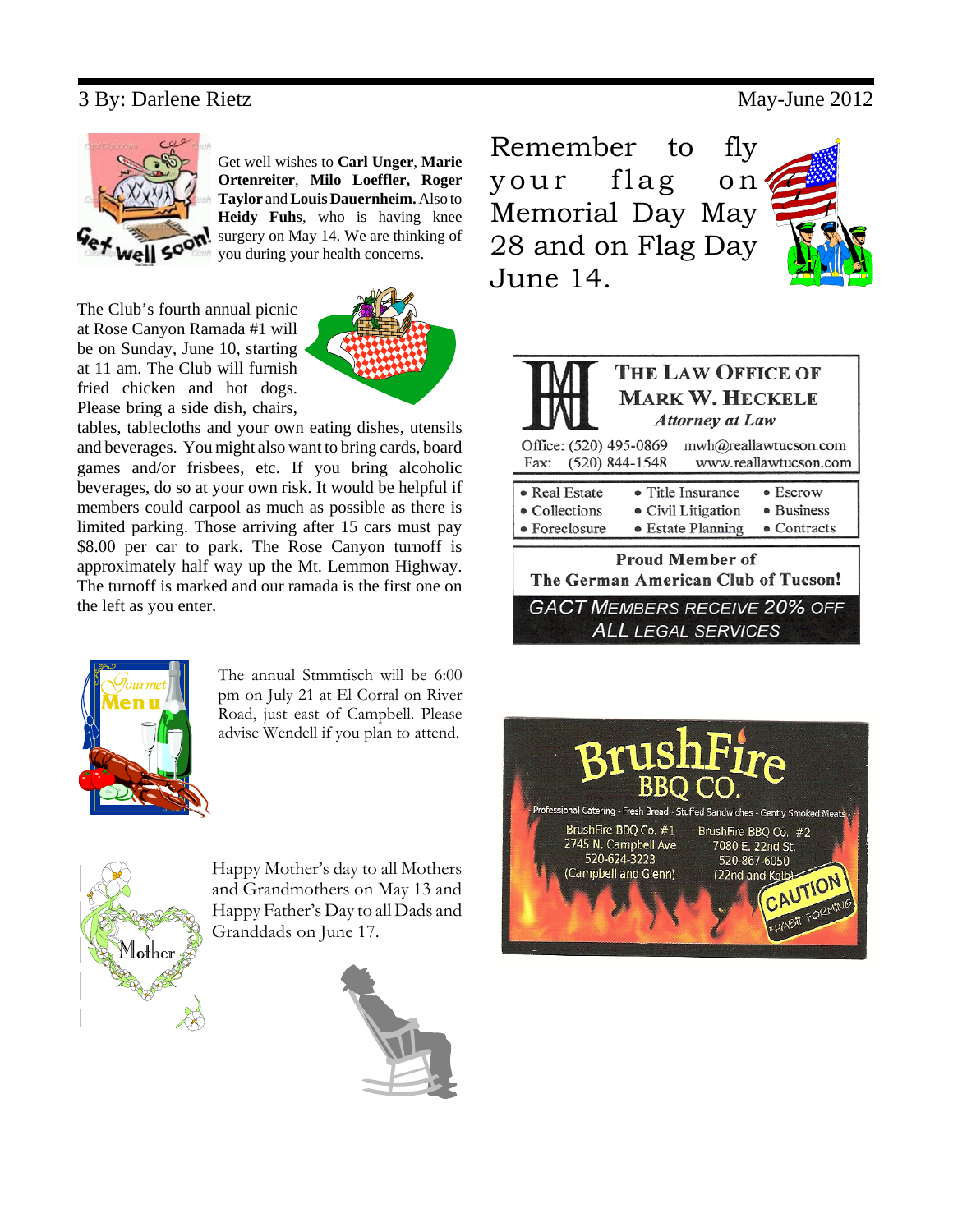Get well wishes to **Carl Unger**, **Marie Ortenreiter**, **Milo Loeffler, Roger Taylor** and **Louis Dauernheim.** Also to **Heidy Fuhs**, who is having knee surgery on May 14. We are thinking of you during your health concerns.

The Club's fourth annual picnic at Rose Canyon Ramada #1 will be on Sunday, June 10, starting at 11 am. The Club will furnish fried chicken and hot dogs. Please bring a side dish, chairs, tables, tablecloths and your own eating dishes, utensils and beverages. You might also want to bring cards, board games and/or frisbees, etc. If you bring alcoholic beverages, do so at your own risk. It would be helpful if members could carpool as much as possible as there is limited parking. Those arriving after 15 cars must pay $8.00 per car to park. The Rose Canyon turnoff is approximately half way up the Mt. Lemmon Highway. The turnoff is marked and our ramada is the first one on the left as you enter.

The annual Stmmtisch will be 6:00 pm on July 21 at El Corral on River Road, just east of Campbell. Please advise Wendell if you plan to attend.

Happy Mother's day to all Mothers and Grandmothers on May 13 and Happy Father's Day to all Dads and Granddads on June 17.

Remember to fly your flag on Memorial Day May 28 and on Flag Day June 14.

**THE LAW OFFICE OF MARK W. HECKELE**
*Attorney at Law*

Office: (520) 495-0869 mwh@reallawtucson.com
Fax: (520) 844-1548 www.reallawtucson.com

- Real Estate
- Title Insurance
- Escrow
- Collections
- Civil Litigation
- Business
- Foreclosure
- Estate Planning
- Contracts

**Proud Member of The German American Club of Tucson!**

*GACT MEMBERS RECEIVE 20% OFF ALL LEGAL SERVICES*

**BrushFire BBQ CO.**

Professional Catering - Fresh Bread - Stuffed Sandwiches - Gently Smoked Meats

BrushFire BBQ Co. #1
2745 N. Campbell Ave
520-624-3223
(Campbell and Glenn)

BrushFire BBQ Co. #2
7080 E. 22nd St.
520-867-6050
(22nd and Kolb)

CAUTION *HABIT FORMING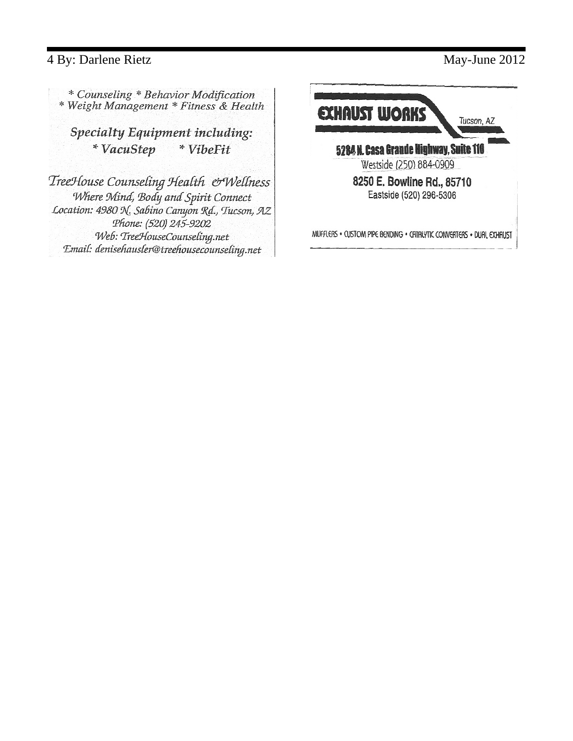\* Counseling \* Behavior Modification
\* Weight Management \* Fitness & Health

*Specialty Equipment including:*
*\* VacuStep \* VibeFit*

*TreeHouse Counseling Health & Wellness*
*Where Mind, Body and Spirit Connect*
*Location: 4980 N. Sabino Canyon Rd., Tucson, AZ*
*Phone: (520) 245-9202*
*Web: TreeHouseCounseling.net*
*Email: denisehausler@treehousecounseling.net*

**EXHAUST WORKS** Tucson, AZ

**5284 N. Casa Grande Highway, Suite 110**
Westside (250) 884-0909

**8250 E. Bowline Rd., 85710**
Eastside (520) 296-5306

MUFFLERS • CUSTOM PIPE BENDING • CATALYTIC CONVERTERS • DUAL EXHAUST